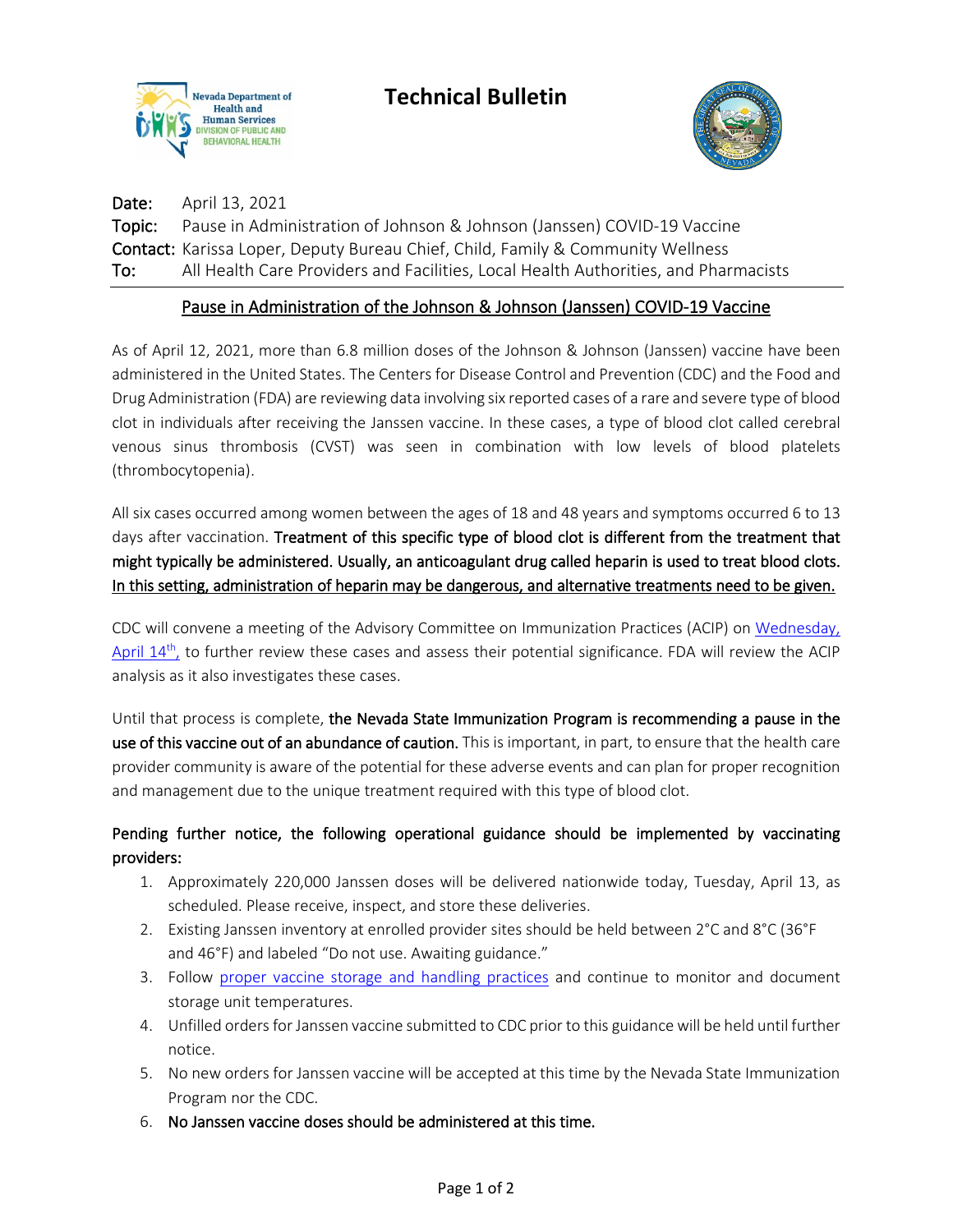Nevada Department of Health and Human Services
Division of Public and Behavioral Health

# Technical Bulletin

**Date:** April 13, 2021
**Topic:** Pause in Administration of Johnson & Johnson (Janssen) COVID-19 Vaccine
**Contact:** Karissa Loper, Deputy Bureau Chief, Child, Family & Community Wellness
**To:** All Health Care Providers and Facilities, Local Health Authorities, and Pharmacists

---

## Pause in Administration of the Johnson & Johnson (Janssen) COVID-19 Vaccine

As of April 12, 2021, more than 6.8 million doses of the Johnson & Johnson (Janssen) vaccine have been administered in the United States. The Centers for Disease Control and Prevention (CDC) and the Food and Drug Administration (FDA) are reviewing data involving six reported cases of a rare and severe type of blood clot in individuals after receiving the Janssen vaccine. In these cases, a type of blood clot called cerebral venous sinus thrombosis (CVST) was seen in combination with low levels of blood platelets (thrombocytopenia).

All six cases occurred among women between the ages of 18 and 48 years and symptoms occurred 6 to 13 days after vaccination. **Treatment of this specific type of blood clot is different from the treatment that might typically be administered. Usually, an anticoagulant drug called heparin is used to treat blood clots. In this setting, administration of heparin may be dangerous, and alternative treatments need to be given.**

CDC will convene a meeting of the Advisory Committee on Immunization Practices (ACIP) on [Wednesday, April 14th,](#) to further review these cases and assess their potential significance. FDA will review the ACIP analysis as it also investigates these cases.

Until that process is complete, **the Nevada State Immunization Program is recommending a pause in the use of this vaccine out of an abundance of caution.** This is important, in part, to ensure that the health care provider community is aware of the potential for these adverse events and can plan for proper recognition and management due to the unique treatment required with this type of blood clot.

**Pending further notice, the following operational guidance should be implemented by vaccinating providers:**

1. Approximately 220,000 Janssen doses will be delivered nationwide today, Tuesday, April 13, as scheduled. Please receive, inspect, and store these deliveries.
2. Existing Janssen inventory at enrolled provider sites should be held between 2°C and 8°C (36°F and 46°F) and labeled "Do not use. Awaiting guidance."
3. Follow [proper vaccine storage and handling practices](#) and continue to monitor and document storage unit temperatures.
4. Unfilled orders for Janssen vaccine submitted to CDC prior to this guidance will be held until further notice.
5. No new orders for Janssen vaccine will be accepted at this time by the Nevada State Immunization Program nor the CDC.
6. **No Janssen vaccine doses should be administered at this time.**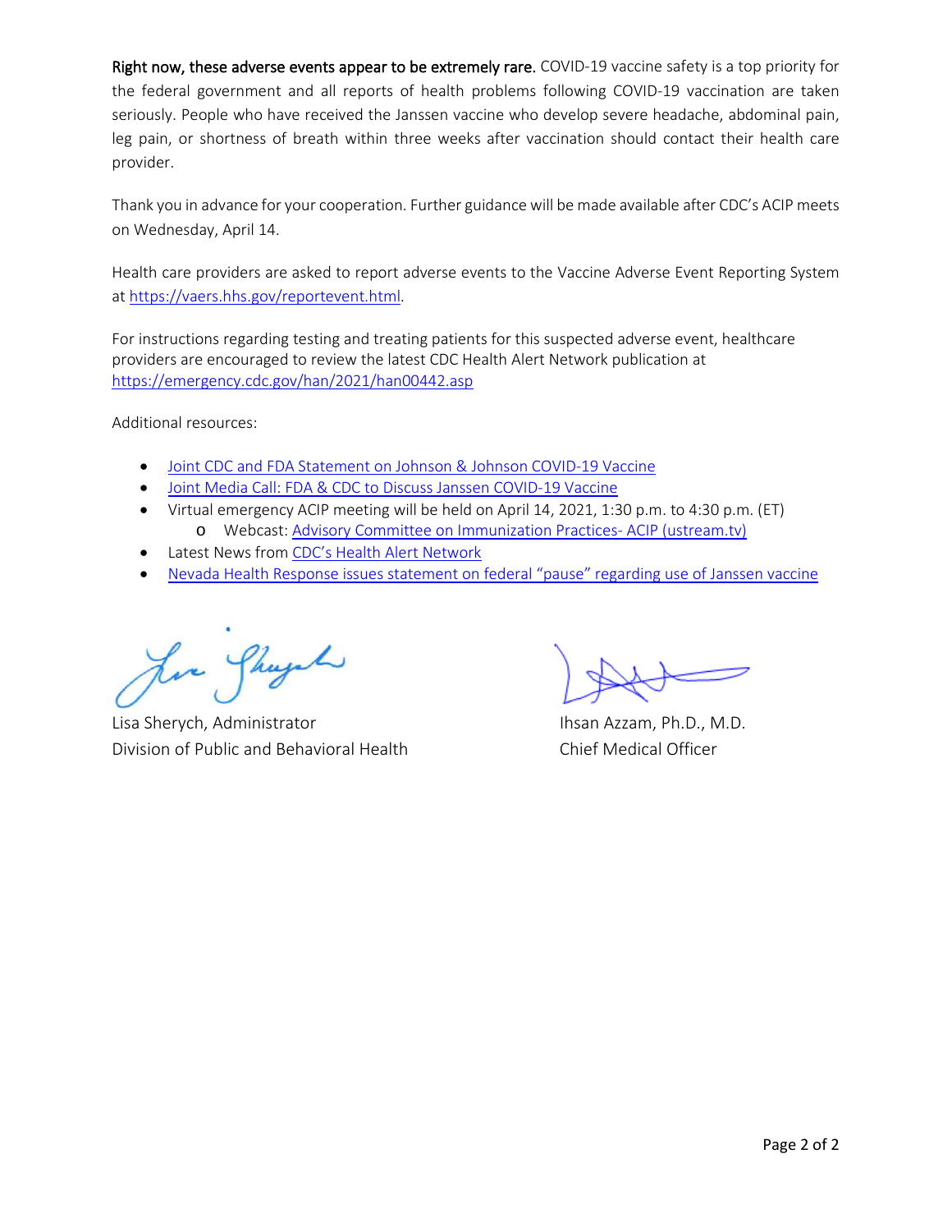**Right now, these adverse events appear to be extremely rare.** COVID-19 vaccine safety is a top priority for the federal government and all reports of health problems following COVID-19 vaccination are taken seriously. People who have received the Janssen vaccine who develop severe headache, abdominal pain, leg pain, or shortness of breath within three weeks after vaccination should contact their health care provider.

Thank you in advance for your cooperation. Further guidance will be made available after CDC's ACIP meets on Wednesday, April 14.

Health care providers are asked to report adverse events to the Vaccine Adverse Event Reporting System at [https://vaers.hhs.gov/reportevent.html](https://vaers.hhs.gov/reportevent.html).

For instructions regarding testing and treating patients for this suspected adverse event, healthcare providers are encouraged to review the latest CDC Health Alert Network publication at [https://emergency.cdc.gov/han/2021/han00442.asp](https://emergency.cdc.gov/han/2021/han00442.asp)

Additional resources:

- Joint CDC and FDA Statement on Johnson & Johnson COVID-19 Vaccine
- Joint Media Call: FDA & CDC to Discuss Janssen COVID-19 Vaccine
- Virtual emergency ACIP meeting will be held on April 14, 2021, 1:30 p.m. to 4:30 p.m. (ET)
  - Webcast: Advisory Committee on Immunization Practices- ACIP (ustream.tv)
- Latest News from CDC's Health Alert Network
- Nevada Health Response issues statement on federal "pause" regarding use of Janssen vaccine

Lisa Sherych, Administrator
Division of Public and Behavioral Health

Ihsan Azzam, Ph.D., M.D.
Chief Medical Officer